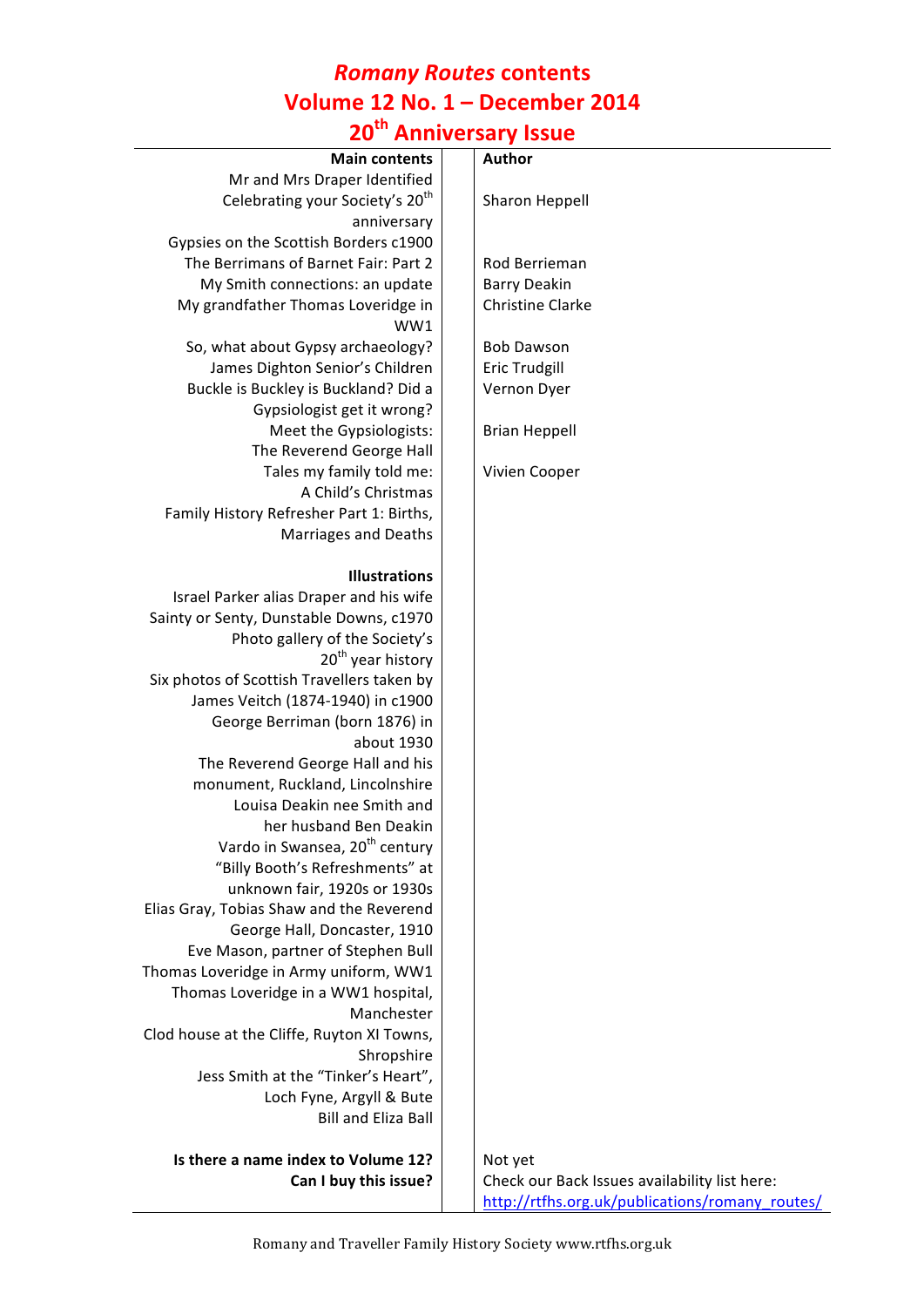# *Romany Routes* contents
# Volume 12 No. 1 – December 2014
# 20th Anniversary Issue

| Main contents | Author |
|---|---|
| Mr and Mrs Draper Identified | |
| Celebrating your Society's 20th anniversary | Sharon Heppell |
| Gypsies on the Scottish Borders c1900 | |
| The Berrimans of Barnet Fair: Part 2 | Rod Berrieman |
| My Smith connections: an update | Barry Deakin |
| My grandfather Thomas Loveridge in WW1 | Christine Clarke |
| So, what about Gypsy archaeology? | Bob Dawson |
| James Dighton Senior's Children | Eric Trudgill |
| Buckle is Buckley is Buckland? Did a Gypsiologist get it wrong? | Vernon Dyer |
| Meet the Gypsiologists: The Reverend George Hall | Brian Heppell |
| Tales my family told me: A Child's Christmas | Vivien Cooper |
| Family History Refresher Part 1: Births, Marriages and Deaths | |
| **Illustrations** | |
| Israel Parker alias Draper and his wife | |
| Sainty or Senty, Dunstable Downs, c1970 | |
| Photo gallery of the Society's 20th year history | |
| Six photos of Scottish Travellers taken by James Veitch (1874-1940) in c1900 | |
| George Berriman (born 1876) in about 1930 | |
| The Reverend George Hall and his monument, Ruckland, Lincolnshire | |
| Louisa Deakin nee Smith and her husband Ben Deakin | |
| Vardo in Swansea, 20th century | |
| "Billy Booth's Refreshments" at unknown fair, 1920s or 1930s | |
| Elias Gray, Tobias Shaw and the Reverend George Hall, Doncaster, 1910 | |
| Eve Mason, partner of Stephen Bull | |
| Thomas Loveridge in Army uniform, WW1 | |
| Thomas Loveridge in a WW1 hospital, Manchester | |
| Clod house at the Cliffe, Ruyton XI Towns, Shropshire | |
| Jess Smith at the "Tinker's Heart", Loch Fyne, Argyll & Bute | |
| Bill and Eliza Ball | |
| **Is there a name index to Volume 12?** | Not yet |
| **Can I buy this issue?** | Check our Back Issues availability list here: http://rtfhs.org.uk/publications/romany_routes/ |

Romany and Traveller Family History Society www.rtfhs.org.uk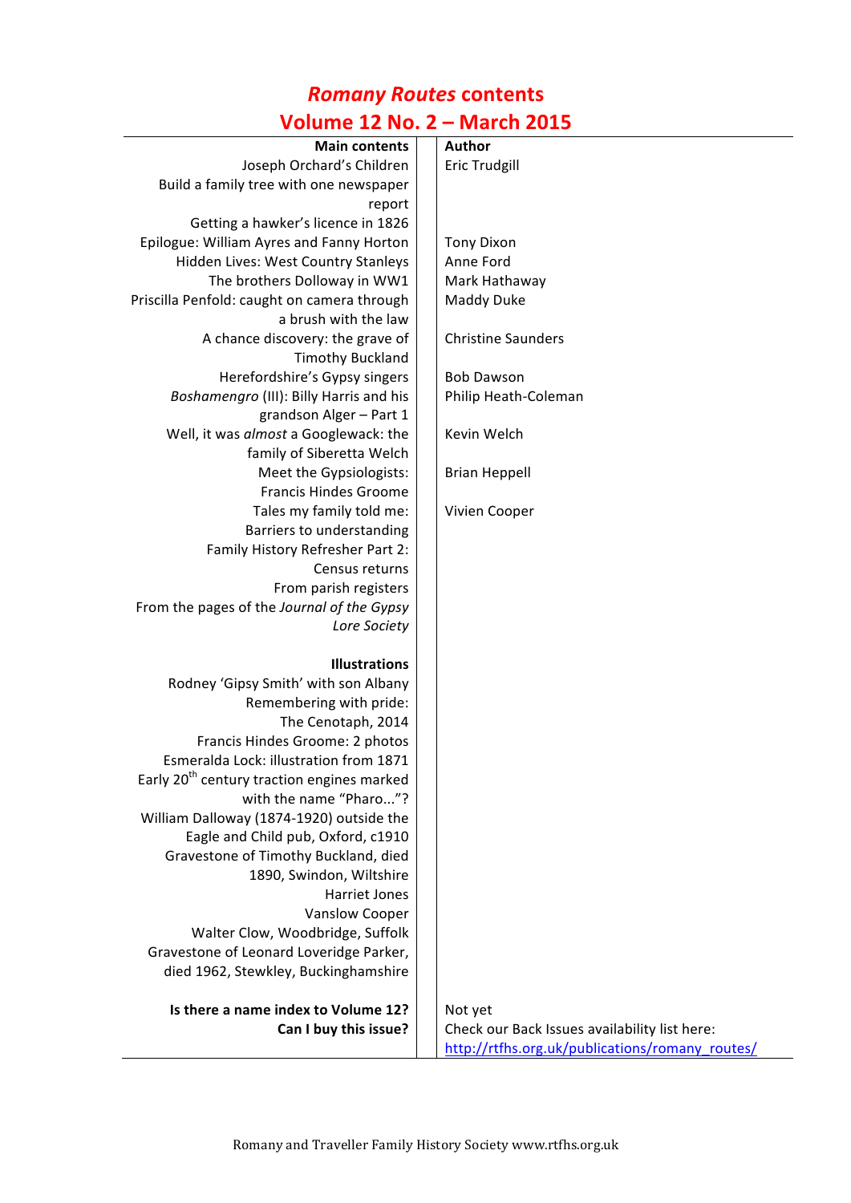# *Romany Routes* contents

## Volume 12 No. 2 – March 2015

| Main contents | Author |
|---|---|
| Joseph Orchard's Children | Eric Trudgill |
| Build a family tree with one newspaper report | |
| Getting a hawker's licence in 1826 | |
| Epilogue: William Ayres and Fanny Horton | Tony Dixon |
| Hidden Lives: West Country Stanleys | Anne Ford |
| The brothers Dolloway in WW1 | Mark Hathaway |
| Priscilla Penfold: caught on camera through a brush with the law | Maddy Duke |
| A chance discovery: the grave of Timothy Buckland | Christine Saunders |
| Herefordshire's Gypsy singers | Bob Dawson |
| *Boshamengro* (III): Billy Harris and his grandson Alger – Part 1 | Philip Heath-Coleman |
| Well, it was *almost* a Googlewack: the family of Siberetta Welch | Kevin Welch |
| Meet the Gypsiologists: Francis Hindes Groome | Brian Heppell |
| Tales my family told me: Barriers to understanding | Vivien Cooper |
| Family History Refresher Part 2: Census returns | |
| From parish registers | |
| From the pages of the *Journal of the Gypsy Lore Society* | |
| | |
| **Illustrations** | |
| Rodney 'Gipsy Smith' with son Albany | |
| Remembering with pride: The Cenotaph, 2014 | |
| Francis Hindes Groome: 2 photos | |
| Esmeralda Lock: illustration from 1871 | |
| Early 20th century traction engines marked with the name "Pharo..."? | |
| William Dalloway (1874-1920) outside the Eagle and Child pub, Oxford, c1910 | |
| Gravestone of Timothy Buckland, died 1890, Swindon, Wiltshire | |
| Harriet Jones | |
| Vanslow Cooper | |
| Walter Clow, Woodbridge, Suffolk | |
| Gravestone of Leonard Loveridge Parker, died 1962, Stewkley, Buckinghamshire | |
| | |
| **Is there a name index to Volume 12?** | Not yet |
| **Can I buy this issue?** | Check our Back Issues availability list here: http://rtfhs.org.uk/publications/romany_routes/ |

Romany and Traveller Family History Society www.rtfhs.org.uk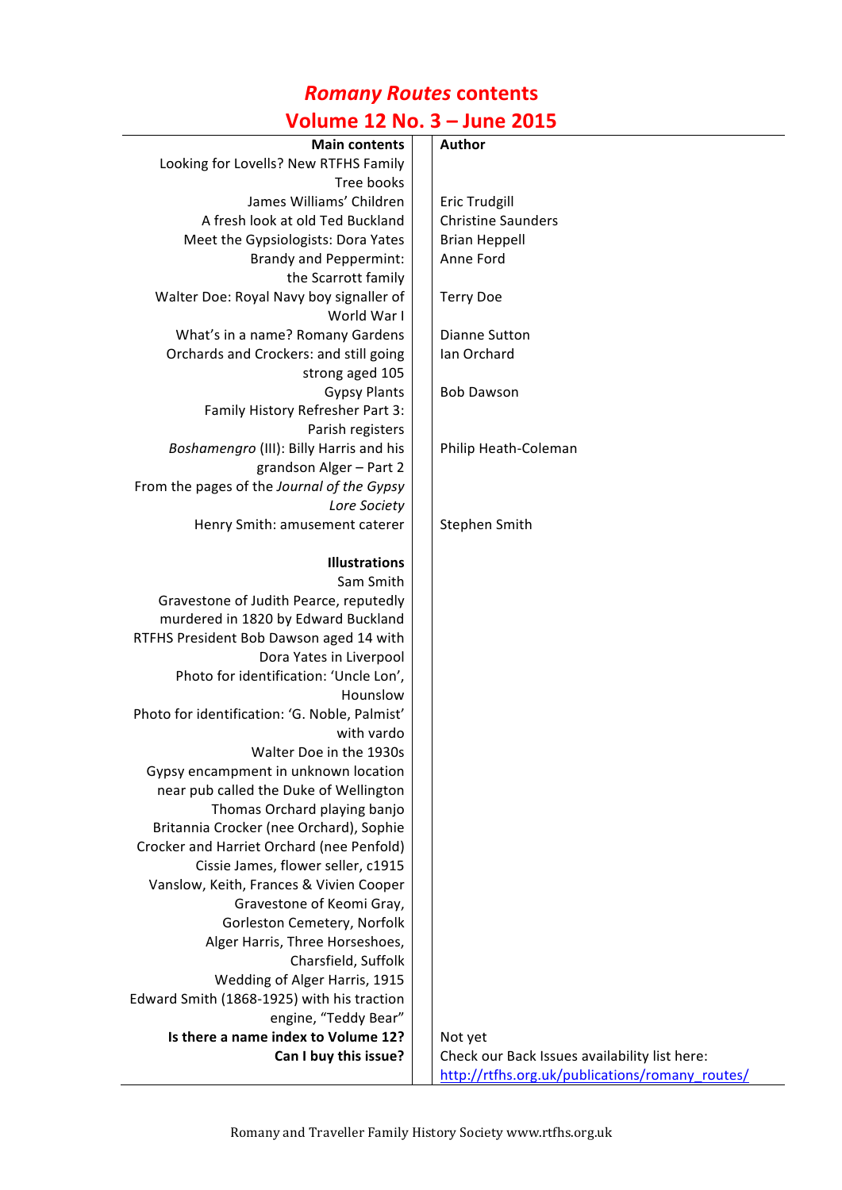# *Romany Routes* contents
## Volume 12 No. 3 – June 2015

| **Main contents** | **Author** |
|---|---|
| Looking for Lovells? New RTFHS Family Tree books | |
| James Williams' Children | Eric Trudgill |
| A fresh look at old Ted Buckland | Christine Saunders |
| Meet the Gypsiologists: Dora Yates | Brian Heppell |
| Brandy and Peppermint: the Scarrott family | Anne Ford |
| Walter Doe: Royal Navy boy signaller of World War I | Terry Doe |
| What's in a name? Romany Gardens | Dianne Sutton |
| Orchards and Crockers: and still going strong aged 105 | Ian Orchard |
| Gypsy Plants | Bob Dawson |
| Family History Refresher Part 3: Parish registers | |
| *Boshamengro* (III): Billy Harris and his grandson Alger – Part 2 | Philip Heath-Coleman |
| From the pages of the *Journal of the Gypsy Lore Society* | |
| Henry Smith: amusement caterer | Stephen Smith |
| **Illustrations** | |
| Sam Smith | |
| Gravestone of Judith Pearce, reputedly murdered in 1820 by Edward Buckland | |
| RTFHS President Bob Dawson aged 14 with Dora Yates in Liverpool | |
| Photo for identification: 'Uncle Lon', Hounslow | |
| Photo for identification: 'G. Noble, Palmist' with vardo | |
| Walter Doe in the 1930s | |
| Gypsy encampment in unknown location near pub called the Duke of Wellington | |
| Thomas Orchard playing banjo | |
| Britannia Crocker (nee Orchard), Sophie Crocker and Harriet Orchard (nee Penfold) | |
| Cissie James, flower seller, c1915 | |
| Vanslow, Keith, Frances & Vivien Cooper | |
| Gravestone of Keomi Gray, Gorleston Cemetery, Norfolk | |
| Alger Harris, Three Horseshoes, Charsfield, Suffolk | |
| Wedding of Alger Harris, 1915 | |
| Edward Smith (1868-1925) with his traction engine, "Teddy Bear" | |
| **Is there a name index to Volume 12?** | Not yet |
| **Can I buy this issue?** | Check our Back Issues availability list here: http://rtfhs.org.uk/publications/romany_routes/ |

Romany and Traveller Family History Society www.rtfhs.org.uk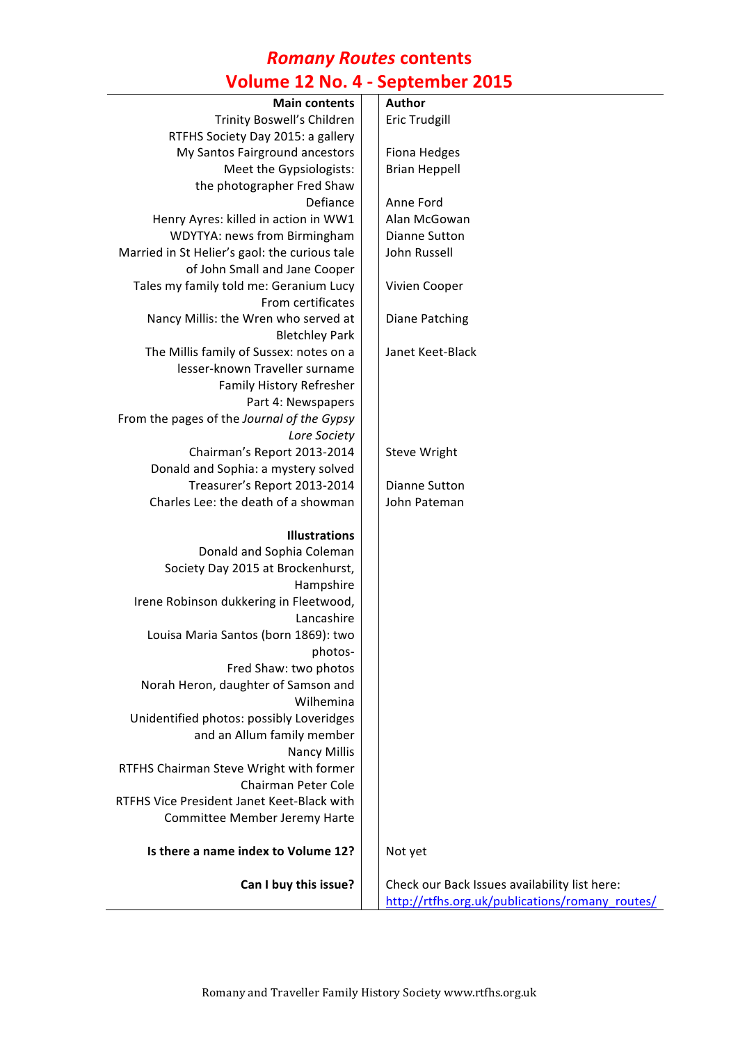# *Romany Routes* contents

# Volume 12 No. 4 - September 2015

| Main contents | Author |
|---|---|
| Trinity Boswell's Children | Eric Trudgill |
| RTFHS Society Day 2015: a gallery | |
| My Santos Fairground ancestors | Fiona Hedges |
| Meet the Gypsiologists: the photographer Fred Shaw | Brian Heppell |
| Defiance | Anne Ford |
| Henry Ayres: killed in action in WW1 | Alan McGowan |
| WDYTYA: news from Birmingham | Dianne Sutton |
| Married in St Helier's gaol: the curious tale of John Small and Jane Cooper | John Russell |
| Tales my family told me: Geranium Lucy | Vivien Cooper |
| From certificates | |
| Nancy Millis: the Wren who served at Bletchley Park | Diane Patching |
| The Millis family of Sussex: notes on a lesser-known Traveller surname | Janet Keet-Black |
| Family History Refresher | |
| Part 4: Newspapers | |
| From the pages of the *Journal of the Gypsy Lore Society* | |
| Chairman's Report 2013-2014 | Steve Wright |
| Donald and Sophia: a mystery solved | |
| Treasurer's Report 2013-2014 | Dianne Sutton |
| Charles Lee: the death of a showman | John Pateman |
| **Illustrations** | |
| Donald and Sophia Coleman | |
| Society Day 2015 at Brockenhurst, Hampshire | |
| Irene Robinson dukkering in Fleetwood, Lancashire | |
| Louisa Maria Santos (born 1869): two photos- | |
| Fred Shaw: two photos | |
| Norah Heron, daughter of Samson and Wilhemina | |
| Unidentified photos: possibly Loveridges and an Allum family member | |
| Nancy Millis | |
| RTFHS Chairman Steve Wright with former Chairman Peter Cole | |
| RTFHS Vice President Janet Keet-Black with Committee Member Jeremy Harte | |
| **Is there a name index to Volume 12?** | Not yet |
| **Can I buy this issue?** | Check our Back Issues availability list here: http://rtfhs.org.uk/publications/romany_routes/ |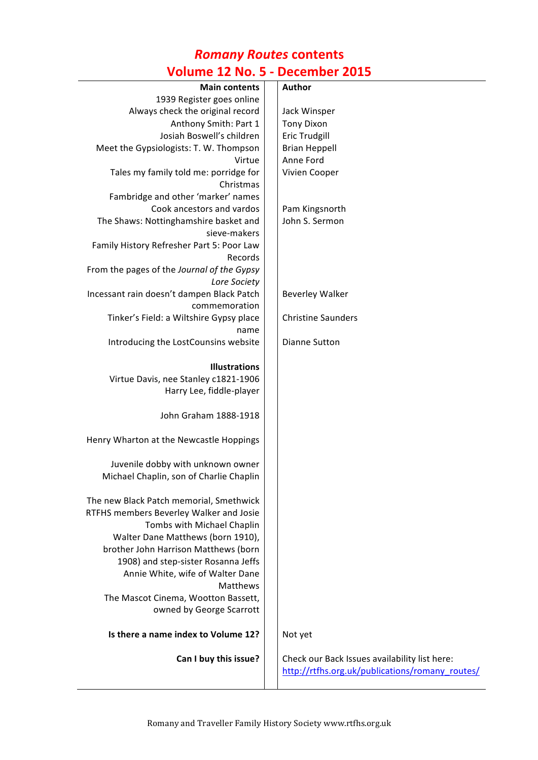# *Romany Routes* contents
# Volume 12 No. 5 - December 2015

| **Main contents** | **Author** |
| --- | --- |
| 1939 Register goes online | |
| Always check the original record | Jack Winsper |
| Anthony Smith: Part 1 | Tony Dixon |
| Josiah Boswell's children | Eric Trudgill |
| Meet the Gypsiologists: T. W. Thompson | Brian Heppell |
| Virtue | Anne Ford |
| Tales my family told me: porridge for Christmas | Vivien Cooper |
| Fambridge and other 'marker' names | |
| Cook ancestors and vardos | Pam Kingsnorth |
| The Shaws: Nottinghamshire basket and sieve-makers | John S. Sermon |
| Family History Refresher Part 5: Poor Law Records | |
| From the pages of the *Journal of the Gypsy Lore Society* | |
| Incessant rain doesn't dampen Black Patch commemoration | Beverley Walker |
| Tinker's Field: a Wiltshire Gypsy place name | Christine Saunders |
| Introducing the LostCousins website | Dianne Sutton |
| **Illustrations** | |
| Virtue Davis, nee Stanley c1821-1906 | |
| Harry Lee, fiddle-player | |
| John Graham 1888-1918 | |
| Henry Wharton at the Newcastle Hoppings | |
| Juvenile dobby with unknown owner | |
| Michael Chaplin, son of Charlie Chaplin | |
| The new Black Patch memorial, Smethwick | |
| RTFHS members Beverley Walker and Josie Tombs with Michael Chaplin | |
| Walter Dane Matthews (born 1910), brother John Harrison Matthews (born 1908) and step-sister Rosanna Jeffs | |
| Annie White, wife of Walter Dane Matthews | |
| The Mascot Cinema, Wootton Bassett, owned by George Scarrott | |
| **Is there a name index to Volume 12?** | Not yet |
| **Can I buy this issue?** | Check our Back Issues availability list here: http://rtfhs.org.uk/publications/romany_routes/ |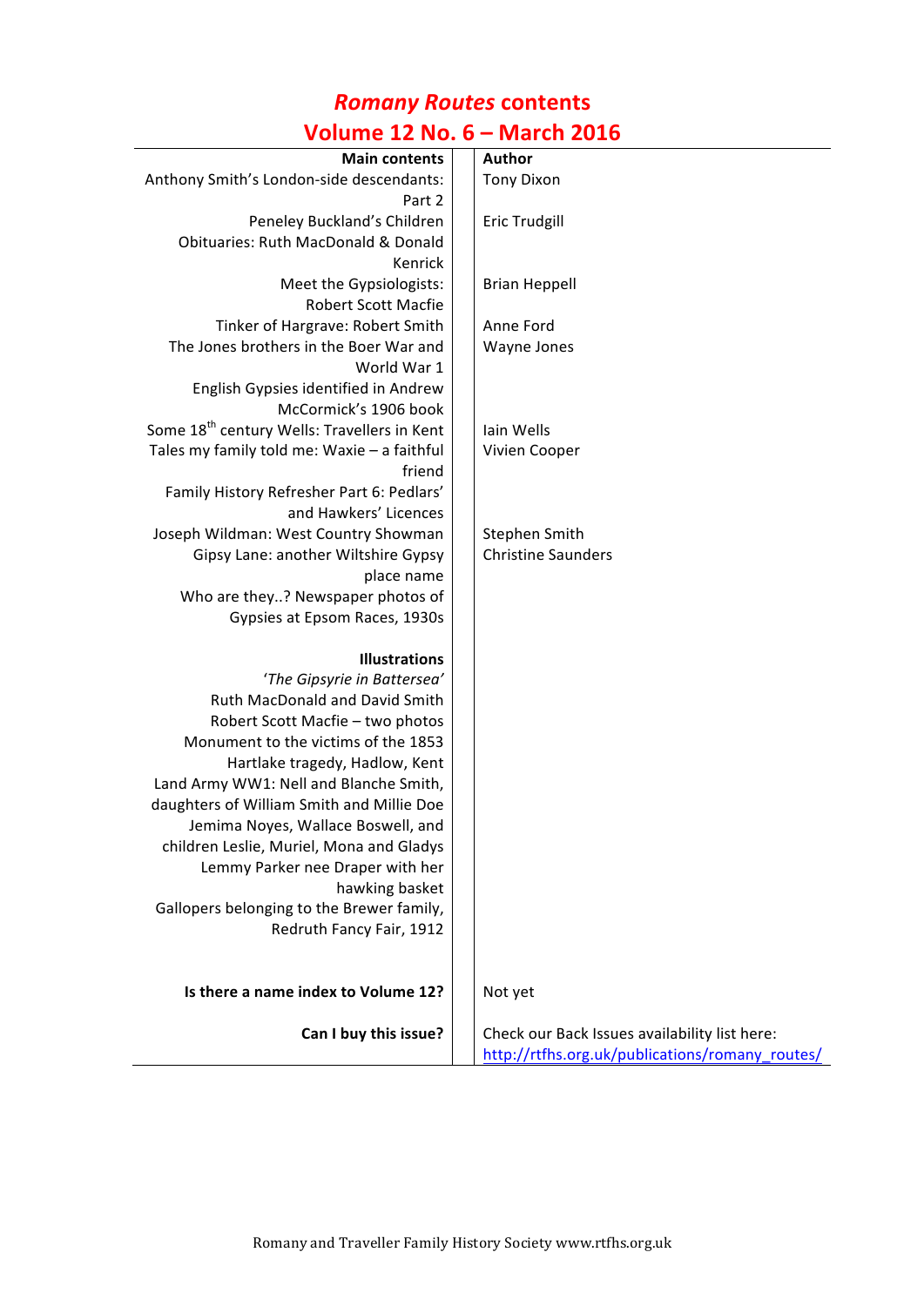# *Romany Routes* contents

## Volume 12 No. 6 – March 2016

| Main contents | Author |
|---|---|
| Anthony Smith's London-side descendants: Part 2 | Tony Dixon |
| Peneley Buckland's Children | Eric Trudgill |
| Obituaries: Ruth MacDonald & Donald Kenrick | |
| Meet the Gypsiologists: Robert Scott Macfie | Brian Heppell |
| Tinker of Hargrave: Robert Smith | Anne Ford |
| The Jones brothers in the Boer War and World War 1 | Wayne Jones |
| English Gypsies identified in Andrew McCormick's 1906 book | |
| Some 18th century Wells: Travellers in Kent | Iain Wells |
| Tales my family told me: Waxie – a faithful friend | Vivien Cooper |
| Family History Refresher Part 6: Pedlars' and Hawkers' Licences | |
| Joseph Wildman: West Country Showman | Stephen Smith |
| Gipsy Lane: another Wiltshire Gypsy place name | Christine Saunders |
| Who are they..? Newspaper photos of Gypsies at Epsom Races, 1930s | |
| **Illustrations** | |
| '*The Gipsyrie in Battersea*' | |
| Ruth MacDonald and David Smith | |
| Robert Scott Macfie – two photos | |
| Monument to the victims of the 1853 Hartlake tragedy, Hadlow, Kent | |
| Land Army WW1: Nell and Blanche Smith, daughters of William Smith and Millie Doe | |
| Jemima Noyes, Wallace Boswell, and children Leslie, Muriel, Mona and Gladys | |
| Lemmy Parker nee Draper with her hawking basket | |
| Gallopers belonging to the Brewer family, Redruth Fancy Fair, 1912 | |
| **Is there a name index to Volume 12?** | Not yet |
| **Can I buy this issue?** | Check our Back Issues availability list here: http://rtfhs.org.uk/publications/romany_routes/ |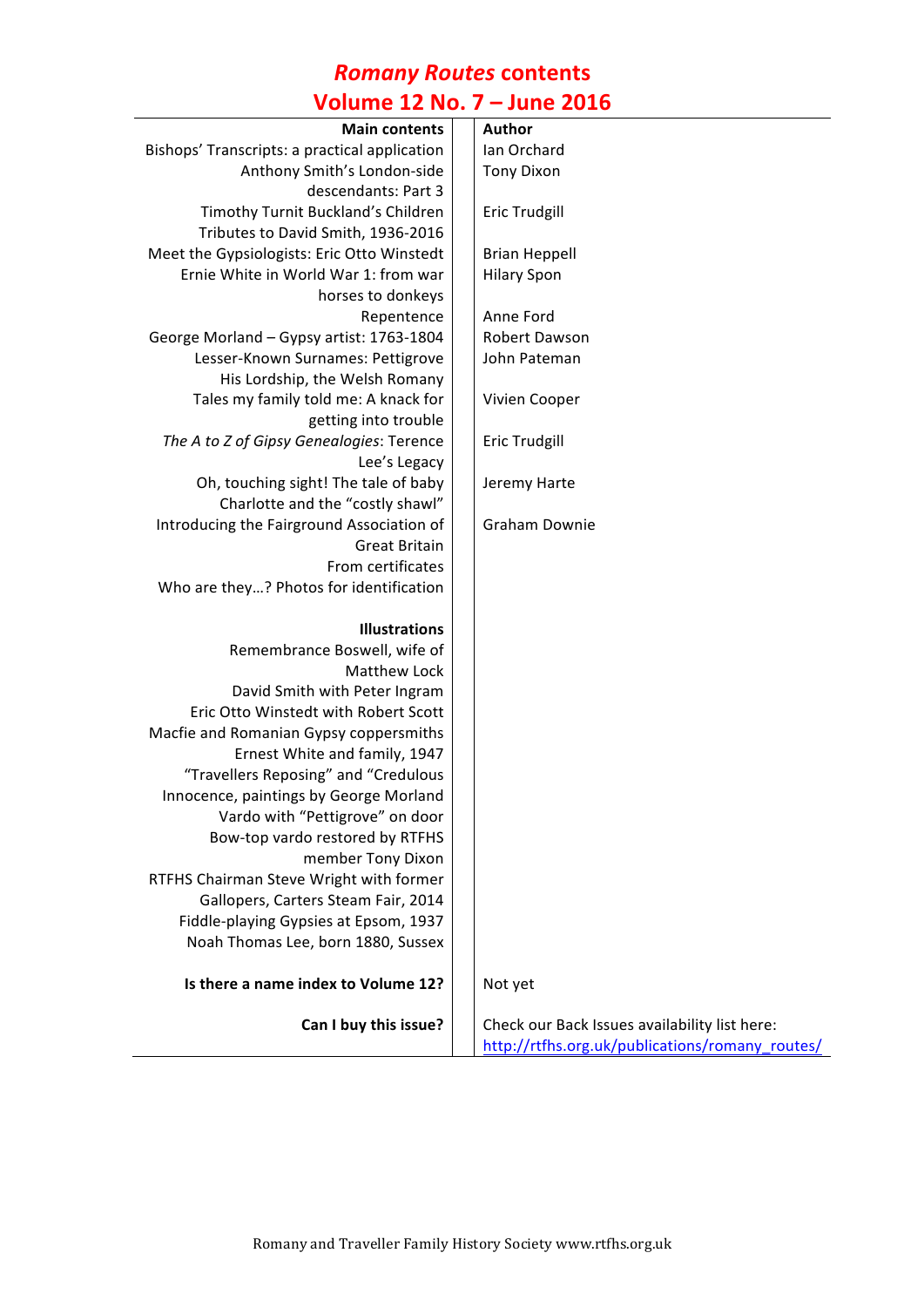# *Romany Routes* contents
## Volume 12 No. 7 – June 2016

| **Main contents** | **Author** |
| --- | --- |
| Bishops' Transcripts: a practical application | Ian Orchard |
| Anthony Smith's London-side descendants: Part 3 | Tony Dixon |
| Timothy Turnit Buckland's Children | Eric Trudgill |
| Tributes to David Smith, 1936-2016 | |
| Meet the Gypsiologists: Eric Otto Winstedt | Brian Heppell |
| Ernie White in World War 1: from war horses to donkeys | Hilary Spon |
| Repentence | Anne Ford |
| George Morland – Gypsy artist: 1763-1804 | Robert Dawson |
| Lesser-Known Surnames: Pettigrove | John Pateman |
| His Lordship, the Welsh Romany | |
| Tales my family told me: A knack for getting into trouble | Vivien Cooper |
| *The A to Z of Gipsy Genealogies*: Terence Lee's Legacy | Eric Trudgill |
| Oh, touching sight! The tale of baby Charlotte and the "costly shawl" | Jeremy Harte |
| Introducing the Fairground Association of Great Britain | Graham Downie |
| From certificates | |
| Who are they…? Photos for identification | |
| **Illustrations** | |
| Remembrance Boswell, wife of Matthew Lock | |
| David Smith with Peter Ingram | |
| Eric Otto Winstedt with Robert Scott | |
| Macfie and Romanian Gypsy coppersmiths | |
| Ernest White and family, 1947 | |
| "Travellers Reposing" and "Credulous Innocence, paintings by George Morland | |
| Vardo with "Pettigrove" on door | |
| Bow-top vardo restored by RTFHS member Tony Dixon | |
| RTFHS Chairman Steve Wright with former Gallopers, Carters Steam Fair, 2014 | |
| Fiddle-playing Gypsies at Epsom, 1937 | |
| Noah Thomas Lee, born 1880, Sussex | |
| **Is there a name index to Volume 12?** | Not yet |
| **Can I buy this issue?** | Check our Back Issues availability list here: http://rtfhs.org.uk/publications/romany_routes/ |

Romany and Traveller Family History Society www.rtfhs.org.uk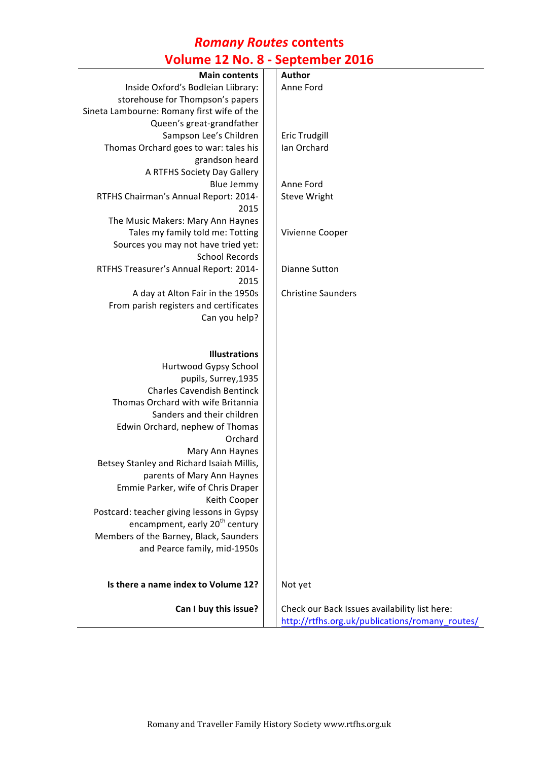# *Romany Routes* contents
# Volume 12 No. 8 - September 2016

| Main contents | Author |
|---|---|
| Inside Oxford's Bodleian Liibrary: storehouse for Thompson's papers | Anne Ford |
| Sineta Lambourne: Romany first wife of the Queen's great-grandfather | |
| Sampson Lee's Children | Eric Trudgill |
| Thomas Orchard goes to war: tales his grandson heard | Ian Orchard |
| A RTFHS Society Day Gallery | |
| Blue Jemmy | Anne Ford |
| RTFHS Chairman's Annual Report: 2014-2015 | Steve Wright |
| The Music Makers: Mary Ann Haynes | |
| Tales my family told me: Totting | Vivienne Cooper |
| Sources you may not have tried yet: School Records | |
| RTFHS Treasurer's Annual Report: 2014-2015 | Dianne Sutton |
| A day at Alton Fair in the 1950s | Christine Saunders |
| From parish registers and certificates | |
| Can you help? | |
| | |
| **Illustrations** | |
| Hurtwood Gypsy School pupils, Surrey,1935 | |
| Charles Cavendish Bentinck | |
| Thomas Orchard with wife Britannia Sanders and their children | |
| Edwin Orchard, nephew of Thomas Orchard | |
| Mary Ann Haynes | |
| Betsey Stanley and Richard Isaiah Millis, parents of Mary Ann Haynes | |
| Emmie Parker, wife of Chris Draper | |
| Keith Cooper | |
| Postcard: teacher giving lessons in Gypsy encampment, early 20th century | |
| Members of the Barney, Black, Saunders and Pearce family, mid-1950s | |
| | |
| **Is there a name index to Volume 12?** | Not yet |
| **Can I buy this issue?** | Check our Back Issues availability list here: http://rtfhs.org.uk/publications/romany_routes/ |